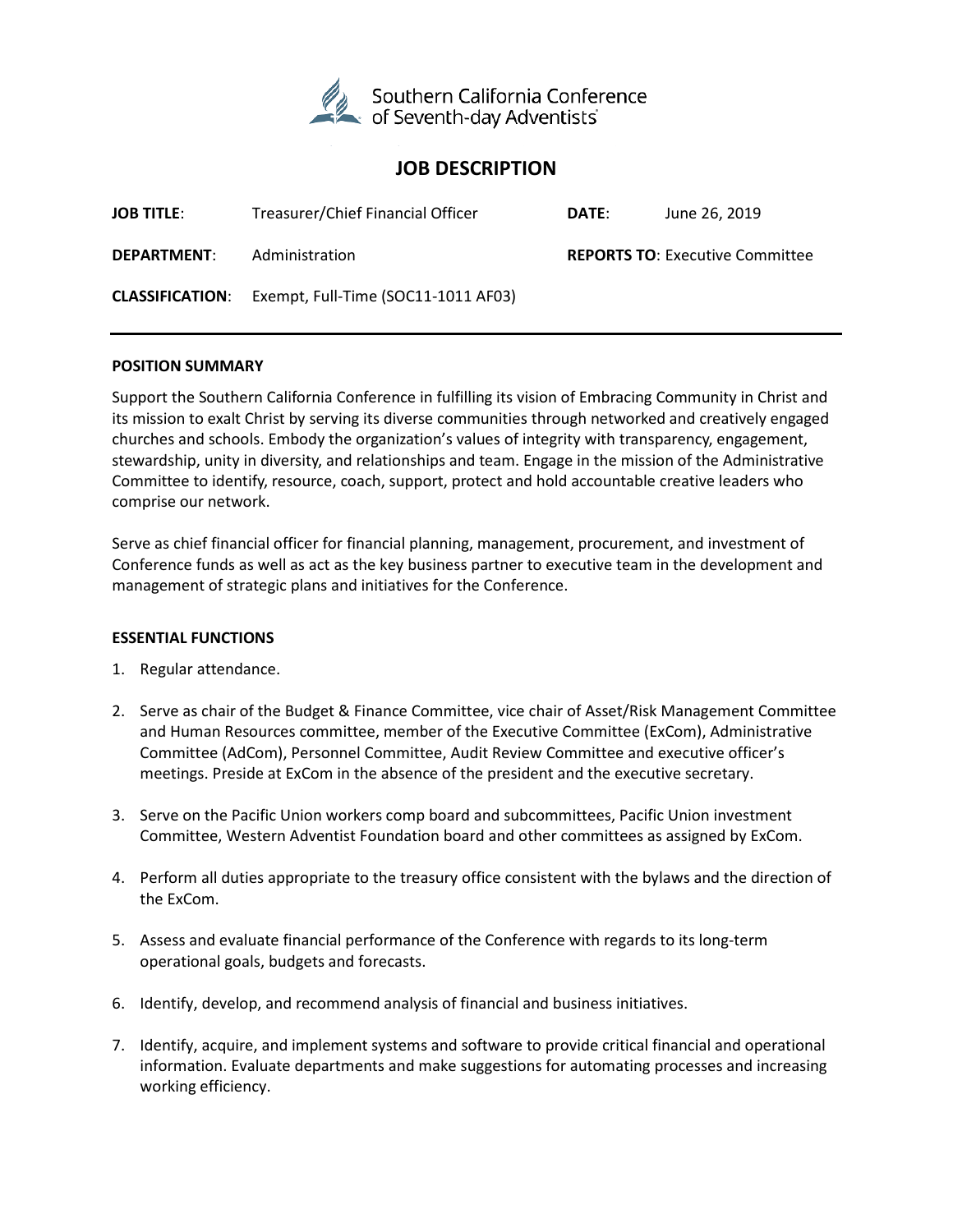Southern California Conference of Seventh-day Adventists

# JOB DESCRIPTION

**JOB TITLE**: Treasurer/Chief Financial Officer

**DATE**: June 26, 2019

**DEPARTMENT**: Administration

**REPORTS TO**: Executive Committee

**CLASSIFICATION**: Exempt, Full-Time (SOC11-1011 AF03)

---

**POSITION SUMMARY**

Support the Southern California Conference in fulfilling its vision of Embracing Community in Christ and its mission to exalt Christ by serving its diverse communities through networked and creatively engaged churches and schools. Embody the organization's values of integrity with transparency, engagement, stewardship, unity in diversity, and relationships and team. Engage in the mission of the Administrative Committee to identify, resource, coach, support, protect and hold accountable creative leaders who comprise our network.

Serve as chief financial officer for financial planning, management, procurement, and investment of Conference funds as well as act as the key business partner to executive team in the development and management of strategic plans and initiatives for the Conference.

**ESSENTIAL FUNCTIONS**

1. Regular attendance.

2. Serve as chair of the Budget & Finance Committee, vice chair of Asset/Risk Management Committee and Human Resources committee, member of the Executive Committee (ExCom), Administrative Committee (AdCom), Personnel Committee, Audit Review Committee and executive officer's meetings. Preside at ExCom in the absence of the president and the executive secretary.

3. Serve on the Pacific Union workers comp board and subcommittees, Pacific Union investment Committee, Western Adventist Foundation board and other committees as assigned by ExCom.

4. Perform all duties appropriate to the treasury office consistent with the bylaws and the direction of the ExCom.

5. Assess and evaluate financial performance of the Conference with regards to its long-term operational goals, budgets and forecasts.

6. Identify, develop, and recommend analysis of financial and business initiatives.

7. Identify, acquire, and implement systems and software to provide critical financial and operational information. Evaluate departments and make suggestions for automating processes and increasing working efficiency.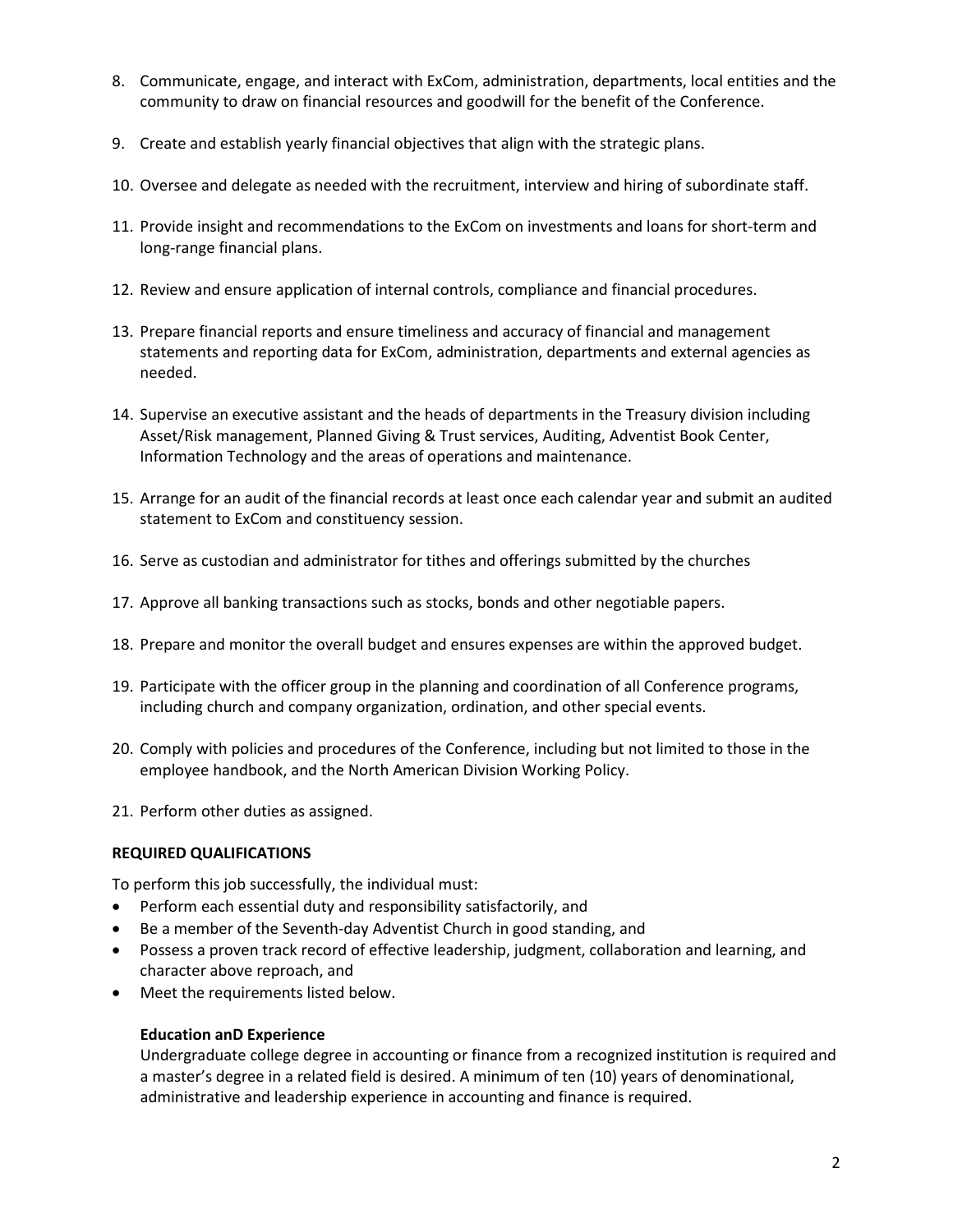8. Communicate, engage, and interact with ExCom, administration, departments, local entities and the community to draw on financial resources and goodwill for the benefit of the Conference.

9. Create and establish yearly financial objectives that align with the strategic plans.

10. Oversee and delegate as needed with the recruitment, interview and hiring of subordinate staff.

11. Provide insight and recommendations to the ExCom on investments and loans for short-term and long-range financial plans.

12. Review and ensure application of internal controls, compliance and financial procedures.

13. Prepare financial reports and ensure timeliness and accuracy of financial and management statements and reporting data for ExCom, administration, departments and external agencies as needed.

14. Supervise an executive assistant and the heads of departments in the Treasury division including Asset/Risk management, Planned Giving & Trust services, Auditing, Adventist Book Center, Information Technology and the areas of operations and maintenance.

15. Arrange for an audit of the financial records at least once each calendar year and submit an audited statement to ExCom and constituency session.

16. Serve as custodian and administrator for tithes and offerings submitted by the churches

17. Approve all banking transactions such as stocks, bonds and other negotiable papers.

18. Prepare and monitor the overall budget and ensures expenses are within the approved budget.

19. Participate with the officer group in the planning and coordination of all Conference programs, including church and company organization, ordination, and other special events.

20. Comply with policies and procedures of the Conference, including but not limited to those in the employee handbook, and the North American Division Working Policy.

21. Perform other duties as assigned.

**REQUIRED QUALIFICATIONS**

To perform this job successfully, the individual must:

- Perform each essential duty and responsibility satisfactorily, and
- Be a member of the Seventh-day Adventist Church in good standing, and
- Possess a proven track record of effective leadership, judgment, collaboration and learning, and character above reproach, and
- Meet the requirements listed below.

**Education anD Experience**

Undergraduate college degree in accounting or finance from a recognized institution is required and a master's degree in a related field is desired. A minimum of ten (10) years of denominational, administrative and leadership experience in accounting and finance is required.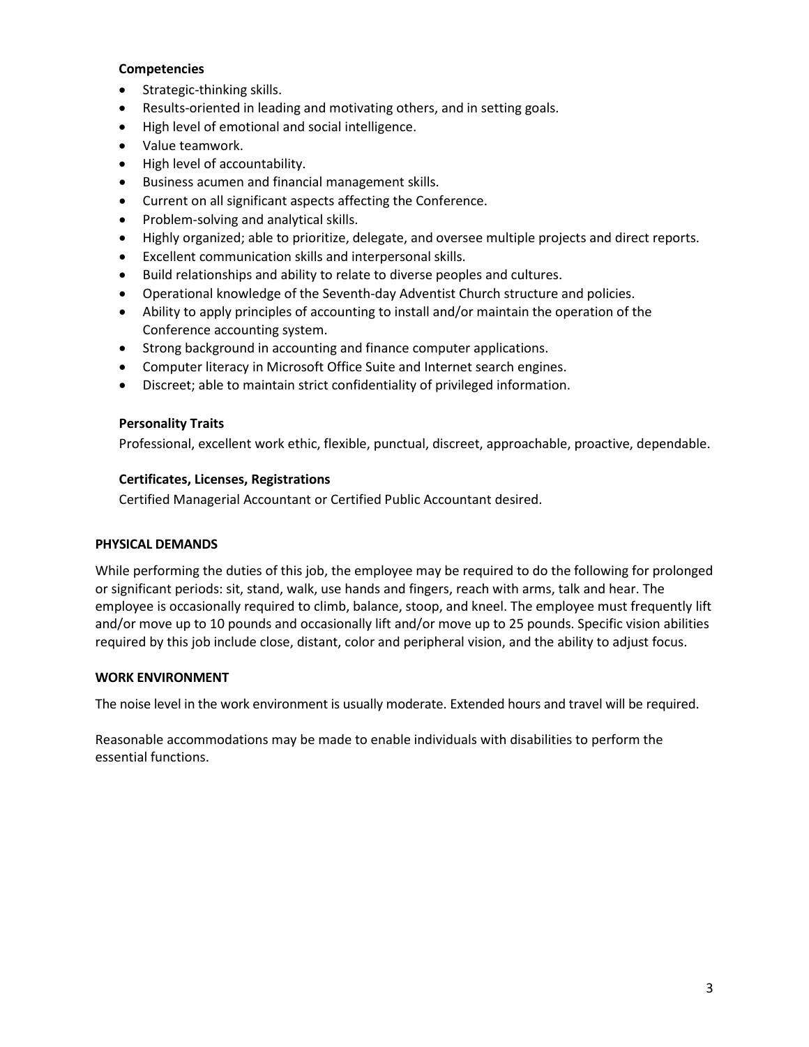### Competencies

- Strategic-thinking skills.
- Results-oriented in leading and motivating others, and in setting goals.
- High level of emotional and social intelligence.
- Value teamwork.
- High level of accountability.
- Business acumen and financial management skills.
- Current on all significant aspects affecting the Conference.
- Problem-solving and analytical skills.
- Highly organized; able to prioritize, delegate, and oversee multiple projects and direct reports.
- Excellent communication skills and interpersonal skills.
- Build relationships and ability to relate to diverse peoples and cultures.
- Operational knowledge of the Seventh-day Adventist Church structure and policies.
- Ability to apply principles of accounting to install and/or maintain the operation of the Conference accounting system.
- Strong background in accounting and finance computer applications.
- Computer literacy in Microsoft Office Suite and Internet search engines.
- Discreet; able to maintain strict confidentiality of privileged information.

### Personality Traits

Professional, excellent work ethic, flexible, punctual, discreet, approachable, proactive, dependable.

### Certificates, Licenses, Registrations

Certified Managerial Accountant or Certified Public Accountant desired.

## PHYSICAL DEMANDS

While performing the duties of this job, the employee may be required to do the following for prolonged or significant periods: sit, stand, walk, use hands and fingers, reach with arms, talk and hear. The employee is occasionally required to climb, balance, stoop, and kneel. The employee must frequently lift and/or move up to 10 pounds and occasionally lift and/or move up to 25 pounds. Specific vision abilities required by this job include close, distant, color and peripheral vision, and the ability to adjust focus.

## WORK ENVIRONMENT

The noise level in the work environment is usually moderate. Extended hours and travel will be required.

Reasonable accommodations may be made to enable individuals with disabilities to perform the essential functions.